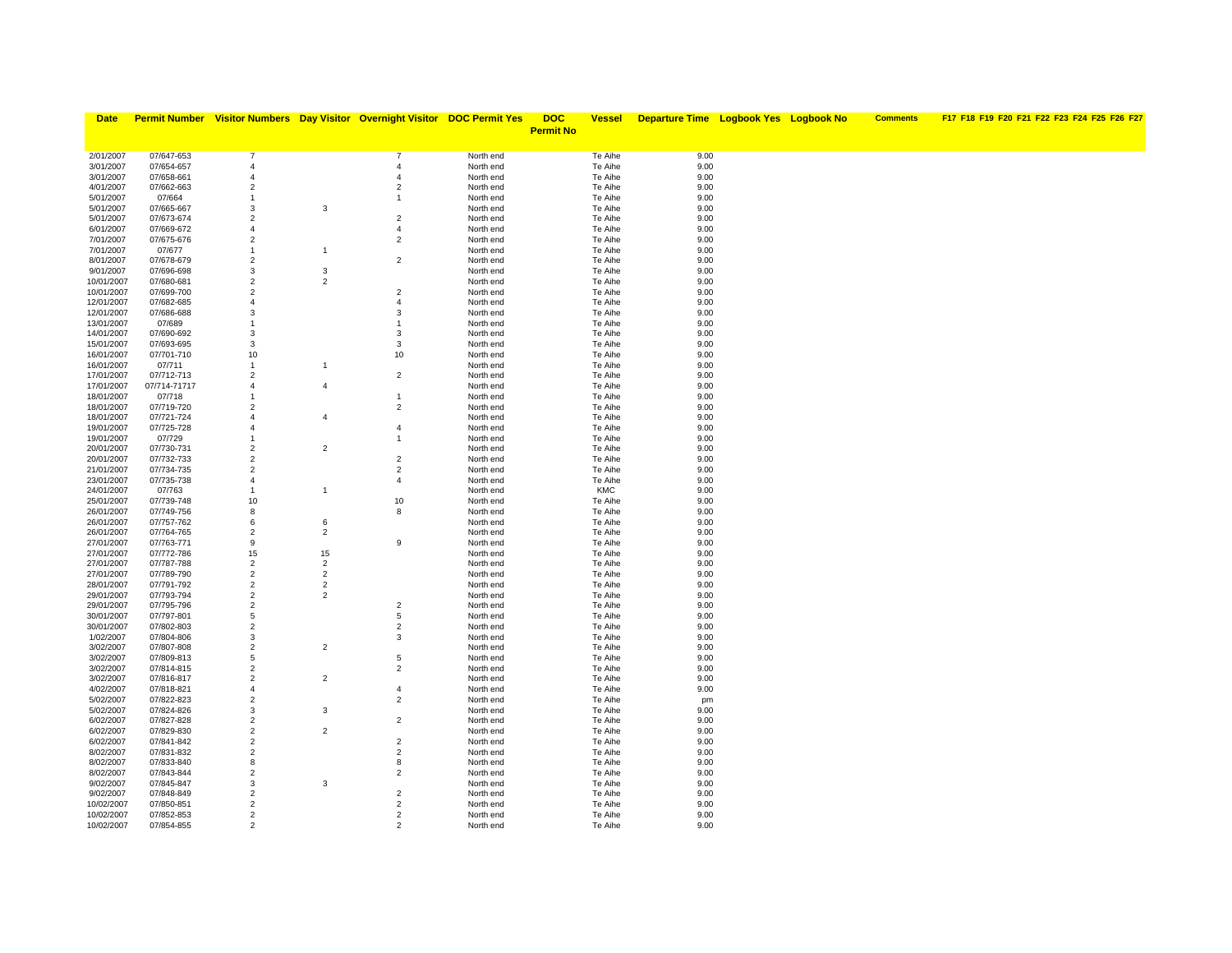| Date | Permit Number | Visitor Numbers | Day Visitor | Overnight Visitor | DOC Permit Yes | DOC Permit No | Vessel | Departure Time | Logbook Yes | Logbook No | Comments | F17 | F18 | F19 | F20 | F21 | F22 | F23 | F24 | F25 | F26 | F27 |
|---|---|---|---|---|---|---|---|---|---|---|---|---|---|---|---|---|---|---|---|---|---|---|
| 2/01/2007 | 07/647-653 | 7 | | 7 | North end | | Te Aihe | 9.00 | | | | | | | | | | | | | | |
| 3/01/2007 | 07/654-657 | 4 | | 4 | North end | | Te Aihe | 9.00 | | | | | | | | | | | | | | |
| 3/01/2007 | 07/658-661 | 4 | | 4 | North end | | Te Aihe | 9.00 | | | | | | | | | | | | | | |
| 4/01/2007 | 07/662-663 | 2 | | 2 | North end | | Te Aihe | 9.00 | | | | | | | | | | | | | | |
| 5/01/2007 | 07/664 | 1 | | 1 | North end | | Te Aihe | 9.00 | | | | | | | | | | | | | | |
| 5/01/2007 | 07/665-667 | 3 | 3 | | North end | | Te Aihe | 9.00 | | | | | | | | | | | | | | |
| 5/01/2007 | 07/673-674 | 2 | | 2 | North end | | Te Aihe | 9.00 | | | | | | | | | | | | | | |
| 6/01/2007 | 07/669-672 | 4 | | 4 | North end | | Te Aihe | 9.00 | | | | | | | | | | | | | | |
| 7/01/2007 | 07/675-676 | 2 | | 2 | North end | | Te Aihe | 9.00 | | | | | | | | | | | | | | |
| 7/01/2007 | 07/677 | 1 | 1 | | North end | | Te Aihe | 9.00 | | | | | | | | | | | | | | |
| 8/01/2007 | 07/678-679 | 2 | | 2 | North end | | Te Aihe | 9.00 | | | | | | | | | | | | | | |
| 9/01/2007 | 07/696-698 | 3 | 3 | | North end | | Te Aihe | 9.00 | | | | | | | | | | | | | | |
| 10/01/2007 | 07/680-681 | 2 | 2 | | North end | | Te Aihe | 9.00 | | | | | | | | | | | | | | |
| 10/01/2007 | 07/699-700 | 2 | | 2 | North end | | Te Aihe | 9.00 | | | | | | | | | | | | | | |
| 12/01/2007 | 07/682-685 | 4 | | 4 | North end | | Te Aihe | 9.00 | | | | | | | | | | | | | | |
| 12/01/2007 | 07/686-688 | 3 | | 3 | North end | | Te Aihe | 9.00 | | | | | | | | | | | | | | |
| 13/01/2007 | 07/689 | 1 | | 1 | North end | | Te Aihe | 9.00 | | | | | | | | | | | | | | |
| 14/01/2007 | 07/690-692 | 3 | | 3 | North end | | Te Aihe | 9.00 | | | | | | | | | | | | | | |
| 15/01/2007 | 07/693-695 | 3 | | 3 | North end | | Te Aihe | 9.00 | | | | | | | | | | | | | | |
| 16/01/2007 | 07/701-710 | 10 | | 10 | North end | | Te Aihe | 9.00 | | | | | | | | | | | | | | |
| 16/01/2007 | 07/711 | 1 | 1 | | North end | | Te Aihe | 9.00 | | | | | | | | | | | | | | |
| 17/01/2007 | 07/712-713 | 2 | | 2 | North end | | Te Aihe | 9.00 | | | | | | | | | | | | | | |
| 17/01/2007 | 07/714-71717 | 4 | 4 | | North end | | Te Aihe | 9.00 | | | | | | | | | | | | | | |
| 18/01/2007 | 07/718 | 1 | | 1 | North end | | Te Aihe | 9.00 | | | | | | | | | | | | | | |
| 18/01/2007 | 07/719-720 | 2 | | 2 | North end | | Te Aihe | 9.00 | | | | | | | | | | | | | | |
| 18/01/2007 | 07/721-724 | 4 | 4 | | North end | | Te Aihe | 9.00 | | | | | | | | | | | | | | |
| 19/01/2007 | 07/725-728 | 4 | | 4 | North end | | Te Aihe | 9.00 | | | | | | | | | | | | | | |
| 19/01/2007 | 07/729 | 1 | | 1 | North end | | Te Aihe | 9.00 | | | | | | | | | | | | | | |
| 20/01/2007 | 07/730-731 | 2 | 2 | | North end | | Te Aihe | 9.00 | | | | | | | | | | | | | | |
| 20/01/2007 | 07/732-733 | 2 | | 2 | North end | | Te Aihe | 9.00 | | | | | | | | | | | | | | |
| 21/01/2007 | 07/734-735 | 2 | | 2 | North end | | Te Aihe | 9.00 | | | | | | | | | | | | | | |
| 23/01/2007 | 07/735-738 | 4 | | 4 | North end | | Te Aihe | 9.00 | | | | | | | | | | | | | | |
| 24/01/2007 | 07/763 | 1 | 1 | | North end | | KMC | 9.00 | | | | | | | | | | | | | | |
| 25/01/2007 | 07/739-748 | 10 | | 10 | North end | | Te Aihe | 9.00 | | | | | | | | | | | | | | |
| 26/01/2007 | 07/749-756 | 8 | | 8 | North end | | Te Aihe | 9.00 | | | | | | | | | | | | | | |
| 26/01/2007 | 07/757-762 | 6 | 6 | | North end | | Te Aihe | 9.00 | | | | | | | | | | | | | | |
| 26/01/2007 | 07/764-765 | 2 | 2 | | North end | | Te Aihe | 9.00 | | | | | | | | | | | | | | |
| 27/01/2007 | 07/763-771 | 9 | | 9 | North end | | Te Aihe | 9.00 | | | | | | | | | | | | | | |
| 27/01/2007 | 07/772-786 | 15 | 15 | | North end | | Te Aihe | 9.00 | | | | | | | | | | | | | | |
| 27/01/2007 | 07/787-788 | 2 | 2 | | North end | | Te Aihe | 9.00 | | | | | | | | | | | | | | |
| 27/01/2007 | 07/789-790 | 2 | 2 | | North end | | Te Aihe | 9.00 | | | | | | | | | | | | | | |
| 28/01/2007 | 07/791-792 | 2 | 2 | | North end | | Te Aihe | 9.00 | | | | | | | | | | | | | | |
| 29/01/2007 | 07/793-794 | 2 | 2 | | North end | | Te Aihe | 9.00 | | | | | | | | | | | | | | |
| 29/01/2007 | 07/795-796 | 2 | | 2 | North end | | Te Aihe | 9.00 | | | | | | | | | | | | | | |
| 30/01/2007 | 07/797-801 | 5 | | 5 | North end | | Te Aihe | 9.00 | | | | | | | | | | | | | | |
| 30/01/2007 | 07/802-803 | 2 | | 2 | North end | | Te Aihe | 9.00 | | | | | | | | | | | | | | |
| 1/02/2007 | 07/804-806 | 3 | | 3 | North end | | Te Aihe | 9.00 | | | | | | | | | | | | | | |
| 3/02/2007 | 07/807-808 | 2 | 2 | | North end | | Te Aihe | 9.00 | | | | | | | | | | | | | | |
| 3/02/2007 | 07/809-813 | 5 | | 5 | North end | | Te Aihe | 9.00 | | | | | | | | | | | | | | |
| 3/02/2007 | 07/814-815 | 2 | | 2 | North end | | Te Aihe | 9.00 | | | | | | | | | | | | | | |
| 3/02/2007 | 07/816-817 | 2 | 2 | | North end | | Te Aihe | 9.00 | | | | | | | | | | | | | | |
| 4/02/2007 | 07/818-821 | 4 | | 4 | North end | | Te Aihe | 9.00 | | | | | | | | | | | | | | |
| 5/02/2007 | 07/822-823 | 2 | | 2 | North end | | Te Aihe | pm | | | | | | | | | | | | | | |
| 5/02/2007 | 07/824-826 | 3 | 3 | | North end | | Te Aihe | 9.00 | | | | | | | | | | | | | | |
| 6/02/2007 | 07/827-828 | 2 | | 2 | North end | | Te Aihe | 9.00 | | | | | | | | | | | | | | |
| 6/02/2007 | 07/829-830 | 2 | 2 | | North end | | Te Aihe | 9.00 | | | | | | | | | | | | | | |
| 6/02/2007 | 07/841-842 | 2 | | 2 | North end | | Te Aihe | 9.00 | | | | | | | | | | | | | | |
| 8/02/2007 | 07/831-832 | 2 | | 2 | North end | | Te Aihe | 9.00 | | | | | | | | | | | | | | |
| 8/02/2007 | 07/833-840 | 8 | | 8 | North end | | Te Aihe | 9.00 | | | | | | | | | | | | | | |
| 8/02/2007 | 07/843-844 | 2 | | 2 | North end | | Te Aihe | 9.00 | | | | | | | | | | | | | | |
| 9/02/2007 | 07/845-847 | 3 | 3 | | North end | | Te Aihe | 9.00 | | | | | | | | | | | | | | |
| 9/02/2007 | 07/848-849 | 2 | | 2 | North end | | Te Aihe | 9.00 | | | | | | | | | | | | | | |
| 10/02/2007 | 07/850-851 | 2 | | 2 | North end | | Te Aihe | 9.00 | | | | | | | | | | | | | | |
| 10/02/2007 | 07/852-853 | 2 | | 2 | North end | | Te Aihe | 9.00 | | | | | | | | | | | | | | |
| 10/02/2007 | 07/854-855 | 2 | | 2 | North end | | Te Aihe | 9.00 | | | | | | | | | | | | | | |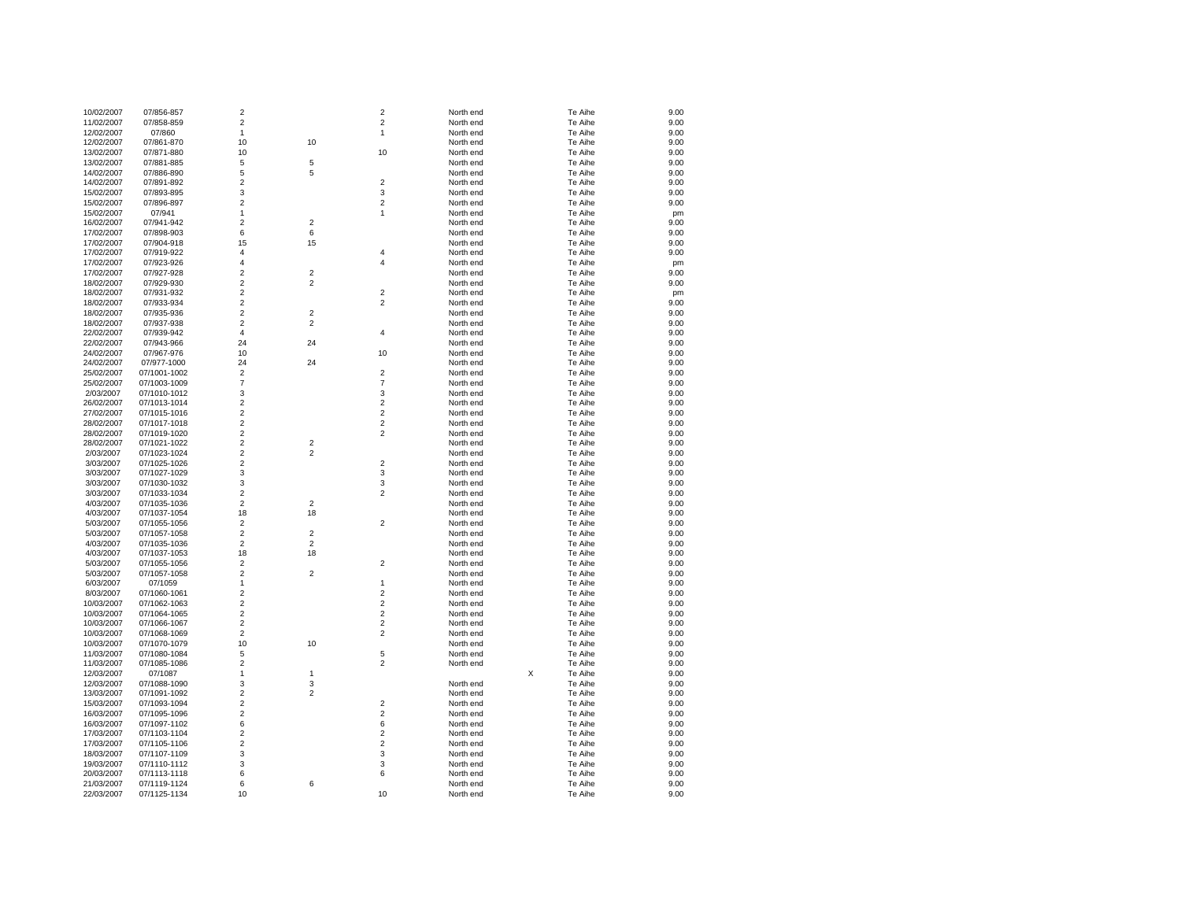| | | | | | | | | |
|---|---|---|---|---|---|---|---|---|
| 10/02/2007 | 07/856-857 | 2 | | 2 | North end | | Te Aihe | 9.00 |
| 11/02/2007 | 07/858-859 | 2 | | 2 | North end | | Te Aihe | 9.00 |
| 12/02/2007 | 07/860 | 1 | | 1 | North end | | Te Aihe | 9.00 |
| 12/02/2007 | 07/861-870 | 10 | 10 | | North end | | Te Aihe | 9.00 |
| 13/02/2007 | 07/871-880 | 10 | | 10 | North end | | Te Aihe | 9.00 |
| 13/02/2007 | 07/881-885 | 5 | 5 | | North end | | Te Aihe | 9.00 |
| 14/02/2007 | 07/886-890 | 5 | 5 | | North end | | Te Aihe | 9.00 |
| 14/02/2007 | 07/891-892 | 2 | | 2 | North end | | Te Aihe | 9.00 |
| 15/02/2007 | 07/893-895 | 3 | | 3 | North end | | Te Aihe | 9.00 |
| 15/02/2007 | 07/896-897 | 2 | | 2 | North end | | Te Aihe | 9.00 |
| 15/02/2007 | 07/941 | 1 | | 1 | North end | | Te Aihe | pm |
| 16/02/2007 | 07/941-942 | 2 | 2 | | North end | | Te Aihe | 9.00 |
| 17/02/2007 | 07/898-903 | 6 | 6 | | North end | | Te Aihe | 9.00 |
| 17/02/2007 | 07/904-918 | 15 | 15 | | North end | | Te Aihe | 9.00 |
| 17/02/2007 | 07/919-922 | 4 | | 4 | North end | | Te Aihe | 9.00 |
| 17/02/2007 | 07/923-926 | 4 | | 4 | North end | | Te Aihe | pm |
| 17/02/2007 | 07/927-928 | 2 | 2 | | North end | | Te Aihe | 9.00 |
| 18/02/2007 | 07/929-930 | 2 | 2 | | North end | | Te Aihe | 9.00 |
| 18/02/2007 | 07/931-932 | 2 | | 2 | North end | | Te Aihe | pm |
| 18/02/2007 | 07/933-934 | 2 | | 2 | North end | | Te Aihe | 9.00 |
| 18/02/2007 | 07/935-936 | 2 | 2 | | North end | | Te Aihe | 9.00 |
| 18/02/2007 | 07/937-938 | 2 | 2 | | North end | | Te Aihe | 9.00 |
| 22/02/2007 | 07/939-942 | 4 | | 4 | North end | | Te Aihe | 9.00 |
| 22/02/2007 | 07/943-966 | 24 | 24 | | North end | | Te Aihe | 9.00 |
| 24/02/2007 | 07/967-976 | 10 | | 10 | North end | | Te Aihe | 9.00 |
| 24/02/2007 | 07/977-1000 | 24 | 24 | | North end | | Te Aihe | 9.00 |
| 25/02/2007 | 07/1001-1002 | 2 | | 2 | North end | | Te Aihe | 9.00 |
| 25/02/2007 | 07/1003-1009 | 7 | | 7 | North end | | Te Aihe | 9.00 |
| 2/03/2007 | 07/1010-1012 | 3 | | 3 | North end | | Te Aihe | 9.00 |
| 26/02/2007 | 07/1013-1014 | 2 | | 2 | North end | | Te Aihe | 9.00 |
| 27/02/2007 | 07/1015-1016 | 2 | | 2 | North end | | Te Aihe | 9.00 |
| 28/02/2007 | 07/1017-1018 | 2 | | 2 | North end | | Te Aihe | 9.00 |
| 28/02/2007 | 07/1019-1020 | 2 | | 2 | North end | | Te Aihe | 9.00 |
| 28/02/2007 | 07/1021-1022 | 2 | 2 | | North end | | Te Aihe | 9.00 |
| 2/03/2007 | 07/1023-1024 | 2 | 2 | | North end | | Te Aihe | 9.00 |
| 3/03/2007 | 07/1025-1026 | 2 | | 2 | North end | | Te Aihe | 9.00 |
| 3/03/2007 | 07/1027-1029 | 3 | | 3 | North end | | Te Aihe | 9.00 |
| 3/03/2007 | 07/1030-1032 | 3 | | 3 | North end | | Te Aihe | 9.00 |
| 3/03/2007 | 07/1033-1034 | 2 | | 2 | North end | | Te Aihe | 9.00 |
| 4/03/2007 | 07/1035-1036 | 2 | 2 | | North end | | Te Aihe | 9.00 |
| 4/03/2007 | 07/1037-1054 | 18 | 18 | | North end | | Te Aihe | 9.00 |
| 5/03/2007 | 07/1055-1056 | 2 | | 2 | North end | | Te Aihe | 9.00 |
| 5/03/2007 | 07/1057-1058 | 2 | 2 | | North end | | Te Aihe | 9.00 |
| 4/03/2007 | 07/1035-1036 | 2 | 2 | | North end | | Te Aihe | 9.00 |
| 4/03/2007 | 07/1037-1053 | 18 | 18 | | North end | | Te Aihe | 9.00 |
| 5/03/2007 | 07/1055-1056 | 2 | | 2 | North end | | Te Aihe | 9.00 |
| 5/03/2007 | 07/1057-1058 | 2 | 2 | | North end | | Te Aihe | 9.00 |
| 6/03/2007 | 07/1059 | 1 | | 1 | North end | | Te Aihe | 9.00 |
| 8/03/2007 | 07/1060-1061 | 2 | | 2 | North end | | Te Aihe | 9.00 |
| 10/03/2007 | 07/1062-1063 | 2 | | 2 | North end | | Te Aihe | 9.00 |
| 10/03/2007 | 07/1064-1065 | 2 | | 2 | North end | | Te Aihe | 9.00 |
| 10/03/2007 | 07/1066-1067 | 2 | | 2 | North end | | Te Aihe | 9.00 |
| 10/03/2007 | 07/1068-1069 | 2 | | 2 | North end | | Te Aihe | 9.00 |
| 10/03/2007 | 07/1070-1079 | 10 | 10 | | North end | | Te Aihe | 9.00 |
| 11/03/2007 | 07/1080-1084 | 5 | | 5 | North end | | Te Aihe | 9.00 |
| 11/03/2007 | 07/1085-1086 | 2 | | 2 | North end | | Te Aihe | 9.00 |
| 12/03/2007 | 07/1087 | 1 | 1 | | | X | Te Aihe | 9.00 |
| 12/03/2007 | 07/1088-1090 | 3 | 3 | | North end | | Te Aihe | 9.00 |
| 13/03/2007 | 07/1091-1092 | 2 | 2 | | North end | | Te Aihe | 9.00 |
| 15/03/2007 | 07/1093-1094 | 2 | | 2 | North end | | Te Aihe | 9.00 |
| 16/03/2007 | 07/1095-1096 | 2 | | 2 | North end | | Te Aihe | 9.00 |
| 16/03/2007 | 07/1097-1102 | 6 | | 6 | North end | | Te Aihe | 9.00 |
| 17/03/2007 | 07/1103-1104 | 2 | | 2 | North end | | Te Aihe | 9.00 |
| 17/03/2007 | 07/1105-1106 | 2 | | 2 | North end | | Te Aihe | 9.00 |
| 18/03/2007 | 07/1107-1109 | 3 | | 3 | North end | | Te Aihe | 9.00 |
| 19/03/2007 | 07/1110-1112 | 3 | | 3 | North end | | Te Aihe | 9.00 |
| 20/03/2007 | 07/1113-1118 | 6 | | 6 | North end | | Te Aihe | 9.00 |
| 21/03/2007 | 07/1119-1124 | 6 | 6 | | North end | | Te Aihe | 9.00 |
| 22/03/2007 | 07/1125-1134 | 10 | | 10 | North end | | Te Aihe | 9.00 |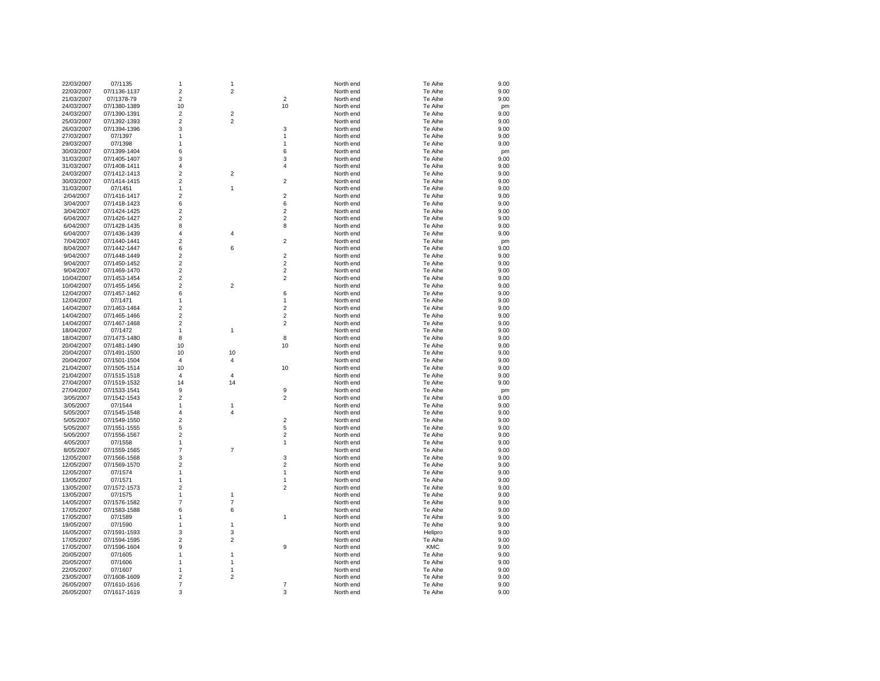| | | | | | | | |
|---|---|---|---|---|---|---|---|
| 22/03/2007 | 07/1135 | 1 | 1 | | North end | Te Aihe | 9.00 |
| 22/03/2007 | 07/1136-1137 | 2 | 2 | | North end | Te Aihe | 9.00 |
| 21/03/2007 | 07/1378-79 | 2 | | 2 | North end | Te Aihe | 9.00 |
| 24/03/2007 | 07/1380-1389 | 10 | | 10 | North end | Te Aihe | pm |
| 24/03/2007 | 07/1390-1391 | 2 | 2 | | North end | Te Aihe | 9.00 |
| 25/03/2007 | 07/1392-1393 | 2 | 2 | | North end | Te Aihe | 9.00 |
| 26/03/2007 | 07/1394-1396 | 3 | | 3 | North end | Te Aihe | 9.00 |
| 27/03/2007 | 07/1397 | 1 | | 1 | North end | Te Aihe | 9.00 |
| 29/03/2007 | 07/1398 | 1 | | 1 | North end | Te Aihe | 9.00 |
| 30/03/2007 | 07/1399-1404 | 6 | | 6 | North end | Te Aihe | pm |
| 31/03/2007 | 07/1405-1407 | 3 | | 3 | North end | Te Aihe | 9.00 |
| 31/03/2007 | 07/1408-1411 | 4 | | 4 | North end | Te Aihe | 9.00 |
| 24/03/2007 | 07/1412-1413 | 2 | 2 | | North end | Te Aihe | 9.00 |
| 30/03/2007 | 07/1414-1415 | 2 | | 2 | North end | Te Aihe | 9.00 |
| 31/03/2007 | 07/1451 | 1 | 1 | | North end | Te Aihe | 9.00 |
| 2/04/2007 | 07/1416-1417 | 2 | | 2 | North end | Te Aihe | 9.00 |
| 3/04/2007 | 07/1418-1423 | 6 | | 6 | North end | Te Aihe | 9.00 |
| 3/04/2007 | 07/1424-1425 | 2 | | 2 | North end | Te Aihe | 9.00 |
| 6/04/2007 | 07/1426-1427 | 2 | | 2 | North end | Te Aihe | 9.00 |
| 6/04/2007 | 07/1428-1435 | 8 | | 8 | North end | Te Aihe | 9.00 |
| 6/04/2007 | 07/1436-1439 | 4 | 4 | | North end | Te Aihe | 9.00 |
| 7/04/2007 | 07/1440-1441 | 2 | | 2 | North end | Te Aihe | pm |
| 8/04/2007 | 07/1442-1447 | 6 | 6 | | North end | Te Aihe | 9.00 |
| 9/04/2007 | 07/1448-1449 | 2 | | 2 | North end | Te Aihe | 9.00 |
| 9/04/2007 | 07/1450-1452 | 2 | | 2 | North end | Te Aihe | 9.00 |
| 9/04/2007 | 07/1469-1470 | 2 | | 2 | North end | Te Aihe | 9.00 |
| 10/04/2007 | 07/1453-1454 | 2 | | 2 | North end | Te Aihe | 9.00 |
| 10/04/2007 | 07/1455-1456 | 2 | 2 | | North end | Te Aihe | 9.00 |
| 12/04/2007 | 07/1457-1462 | 6 | | 6 | North end | Te Aihe | 9.00 |
| 12/04/2007 | 07/1471 | 1 | | 1 | North end | Te Aihe | 9.00 |
| 14/04/2007 | 07/1463-1464 | 2 | | 2 | North end | Te Aihe | 9.00 |
| 14/04/2007 | 07/1465-1466 | 2 | | 2 | North end | Te Aihe | 9.00 |
| 14/04/2007 | 07/1467-1468 | 2 | | 2 | North end | Te Aihe | 9.00 |
| 18/04/2007 | 07/1472 | 1 | 1 | | North end | Te Aihe | 9.00 |
| 18/04/2007 | 07/1473-1480 | 8 | | 8 | North end | Te Aihe | 9.00 |
| 20/04/2007 | 07/1481-1490 | 10 | | 10 | North end | Te Aihe | 9.00 |
| 20/04/2007 | 07/1491-1500 | 10 | 10 | | North end | Te Aihe | 9.00 |
| 20/04/2007 | 07/1501-1504 | 4 | 4 | | North end | Te Aihe | 9.00 |
| 21/04/2007 | 07/1505-1514 | 10 | | 10 | North end | Te Aihe | 9.00 |
| 21/04/2007 | 07/1515-1518 | 4 | 4 | | North end | Te Aihe | 9.00 |
| 27/04/2007 | 07/1519-1532 | 14 | 14 | | North end | Te Aihe | 9.00 |
| 27/04/2007 | 07/1533-1541 | 9 | | 9 | North end | Te Aihe | pm |
| 3/05/2007 | 07/1542-1543 | 2 | | 2 | North end | Te Aihe | 9.00 |
| 3/05/2007 | 07/1544 | 1 | 1 | | North end | Te Aihe | 9.00 |
| 5/05/2007 | 07/1545-1548 | 4 | 4 | | North end | Te Aihe | 9.00 |
| 5/05/2007 | 07/1549-1550 | 2 | | 2 | North end | Te Aihe | 9.00 |
| 5/05/2007 | 07/1551-1555 | 5 | | 5 | North end | Te Aihe | 9.00 |
| 5/05/2007 | 07/1556-1567 | 2 | | 2 | North end | Te Aihe | 9.00 |
| 4/05/2007 | 07/1558 | 1 | | 1 | North end | Te Aihe | 9.00 |
| 8/05/2007 | 07/1559-1565 | 7 | 7 | | North end | Te Aihe | 9.00 |
| 12/05/2007 | 07/1566-1568 | 3 | | 3 | North end | Te Aihe | 9.00 |
| 12/05/2007 | 07/1569-1570 | 2 | | 2 | North end | Te Aihe | 9.00 |
| 12/05/2007 | 07/1574 | 1 | | 1 | North end | Te Aihe | 9.00 |
| 13/05/2007 | 07/1571 | 1 | | 1 | North end | Te Aihe | 9.00 |
| 13/05/2007 | 07/1572-1573 | 2 | | 2 | North end | Te Aihe | 9.00 |
| 13/05/2007 | 07/1575 | 1 | 1 | | North end | Te Aihe | 9.00 |
| 14/05/2007 | 07/1576-1582 | 7 | 7 | | North end | Te Aihe | 9.00 |
| 17/05/2007 | 07/1583-1588 | 6 | 6 | | North end | Te Aihe | 9.00 |
| 17/05/2007 | 07/1589 | 1 | | 1 | North end | Te Aihe | 9.00 |
| 19/05/2007 | 07/1590 | 1 | 1 | | North end | Te Aihe | 9.00 |
| 16/05/2007 | 07/1591-1593 | 3 | 3 | | North end | Helipro | 9.00 |
| 17/05/2007 | 07/1594-1595 | 2 | 2 | | North end | Te Aihe | 9.00 |
| 17/05/2007 | 07/1596-1604 | 9 | | 9 | North end | KMC | 9.00 |
| 20/05/2007 | 07/1605 | 1 | 1 | | North end | Te Aihe | 9.00 |
| 20/05/2007 | 07/1606 | 1 | 1 | | North end | Te Aihe | 9.00 |
| 22/05/2007 | 07/1607 | 1 | 1 | | North end | Te Aihe | 9.00 |
| 23/05/2007 | 07/1608-1609 | 2 | 2 | | North end | Te Aihe | 9.00 |
| 26/05/2007 | 07/1610-1616 | 7 | | 7 | North end | Te Aihe | 9.00 |
| 26/05/2007 | 07/1617-1619 | 3 | | 3 | North end | Te Aihe | 9.00 |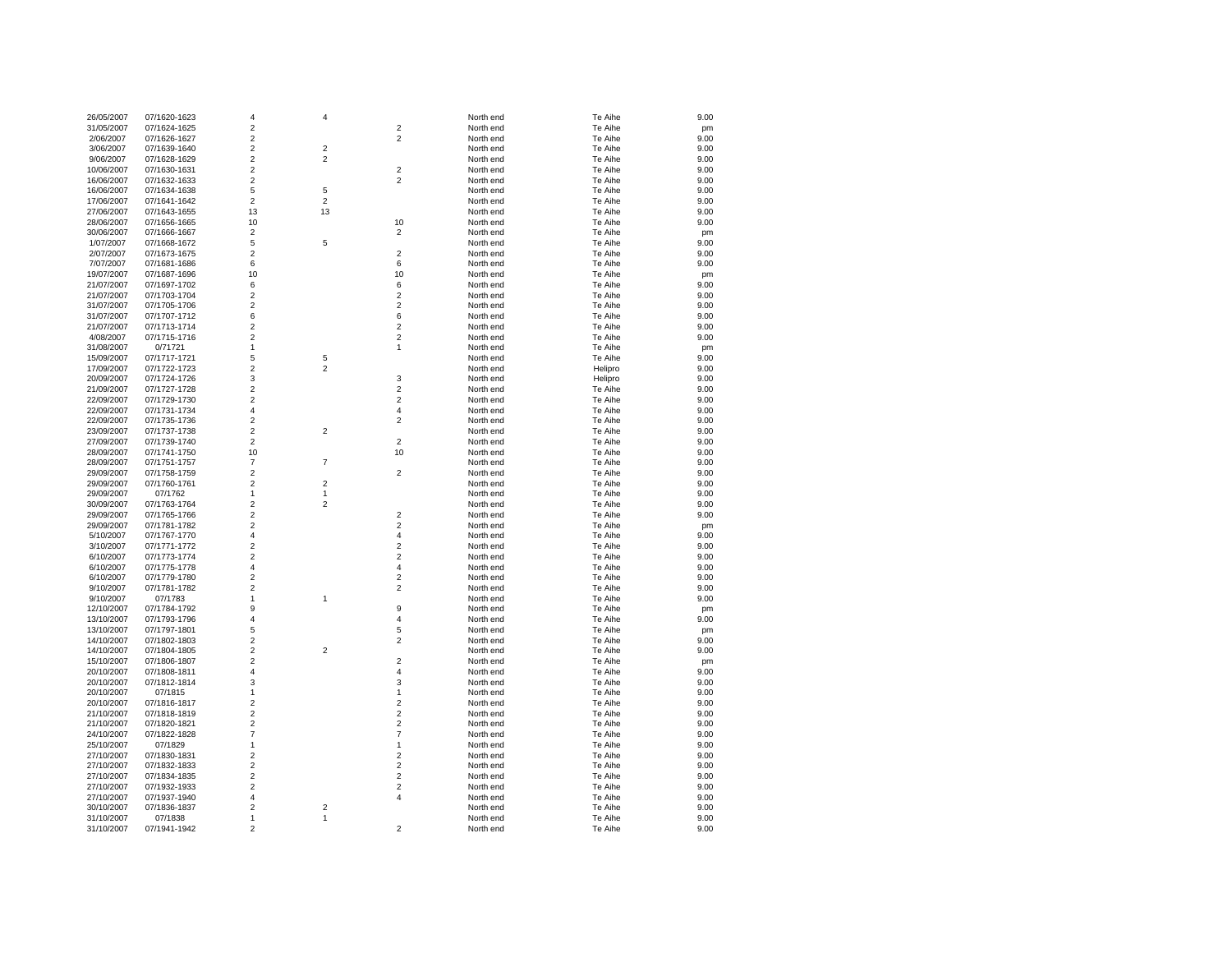| | | | | | | | |
|---|---|---|---|---|---|---|---|
| 26/05/2007 | 07/1620-1623 | 4 | 4 | | North end | Te Aihe | 9.00 |
| 31/05/2007 | 07/1624-1625 | 2 | | 2 | North end | Te Aihe | pm |
| 2/06/2007 | 07/1626-1627 | 2 | | 2 | North end | Te Aihe | 9.00 |
| 3/06/2007 | 07/1639-1640 | 2 | 2 | | North end | Te Aihe | 9.00 |
| 9/06/2007 | 07/1628-1629 | 2 | 2 | | North end | Te Aihe | 9.00 |
| 10/06/2007 | 07/1630-1631 | 2 | | 2 | North end | Te Aihe | 9.00 |
| 16/06/2007 | 07/1632-1633 | 2 | | 2 | North end | Te Aihe | 9.00 |
| 16/06/2007 | 07/1634-1638 | 5 | 5 | | North end | Te Aihe | 9.00 |
| 17/06/2007 | 07/1641-1642 | 2 | 2 | | North end | Te Aihe | 9.00 |
| 27/06/2007 | 07/1643-1655 | 13 | 13 | | North end | Te Aihe | 9.00 |
| 28/06/2007 | 07/1656-1665 | 10 | | 10 | North end | Te Aihe | 9.00 |
| 30/06/2007 | 07/1666-1667 | 2 | | 2 | North end | Te Aihe | pm |
| 1/07/2007 | 07/1668-1672 | 5 | 5 | | North end | Te Aihe | 9.00 |
| 2/07/2007 | 07/1673-1675 | 2 | | 2 | North end | Te Aihe | 9.00 |
| 7/07/2007 | 07/1681-1686 | 6 | | 6 | North end | Te Aihe | 9.00 |
| 19/07/2007 | 07/1687-1696 | 10 | | 10 | North end | Te Aihe | pm |
| 21/07/2007 | 07/1697-1702 | 6 | | 6 | North end | Te Aihe | 9.00 |
| 21/07/2007 | 07/1703-1704 | 2 | | 2 | North end | Te Aihe | 9.00 |
| 31/07/2007 | 07/1705-1706 | 2 | | 2 | North end | Te Aihe | 9.00 |
| 31/07/2007 | 07/1707-1712 | 6 | | 6 | North end | Te Aihe | 9.00 |
| 21/07/2007 | 07/1713-1714 | 2 | | 2 | North end | Te Aihe | 9.00 |
| 4/08/2007 | 07/1715-1716 | 2 | | 2 | North end | Te Aihe | 9.00 |
| 31/08/2007 | 0/71721 | 1 | | 1 | North end | Te Aihe | pm |
| 15/09/2007 | 07/1717-1721 | 5 | 5 | | North end | Te Aihe | 9.00 |
| 17/09/2007 | 07/1722-1723 | 2 | 2 | | North end | Helipro | 9.00 |
| 20/09/2007 | 07/1724-1726 | 3 | | 3 | North end | Helipro | 9.00 |
| 21/09/2007 | 07/1727-1728 | 2 | | 2 | North end | Te Aihe | 9.00 |
| 22/09/2007 | 07/1729-1730 | 2 | | 2 | North end | Te Aihe | 9.00 |
| 22/09/2007 | 07/1731-1734 | 4 | | 4 | North end | Te Aihe | 9.00 |
| 22/09/2007 | 07/1735-1736 | 2 | | 2 | North end | Te Aihe | 9.00 |
| 23/09/2007 | 07/1737-1738 | 2 | 2 | | North end | Te Aihe | 9.00 |
| 27/09/2007 | 07/1739-1740 | 2 | | 2 | North end | Te Aihe | 9.00 |
| 28/09/2007 | 07/1741-1750 | 10 | | 10 | North end | Te Aihe | 9.00 |
| 28/09/2007 | 07/1751-1757 | 7 | 7 | | North end | Te Aihe | 9.00 |
| 29/09/2007 | 07/1758-1759 | 2 | | 2 | North end | Te Aihe | 9.00 |
| 29/09/2007 | 07/1760-1761 | 2 | 2 | | North end | Te Aihe | 9.00 |
| 29/09/2007 | 07/1762 | 1 | 1 | | North end | Te Aihe | 9.00 |
| 30/09/2007 | 07/1763-1764 | 2 | 2 | | North end | Te Aihe | 9.00 |
| 29/09/2007 | 07/1765-1766 | 2 | | 2 | North end | Te Aihe | 9.00 |
| 29/09/2007 | 07/1781-1782 | 2 | | 2 | North end | Te Aihe | pm |
| 5/10/2007 | 07/1767-1770 | 4 | | 4 | North end | Te Aihe | 9.00 |
| 3/10/2007 | 07/1771-1772 | 2 | | 2 | North end | Te Aihe | 9.00 |
| 6/10/2007 | 07/1773-1774 | 2 | | 2 | North end | Te Aihe | 9.00 |
| 6/10/2007 | 07/1775-1778 | 4 | | 4 | North end | Te Aihe | 9.00 |
| 6/10/2007 | 07/1779-1780 | 2 | | 2 | North end | Te Aihe | 9.00 |
| 9/10/2007 | 07/1781-1782 | 2 | | 2 | North end | Te Aihe | 9.00 |
| 9/10/2007 | 07/1783 | 1 | 1 | | North end | Te Aihe | 9.00 |
| 12/10/2007 | 07/1784-1792 | 9 | | 9 | North end | Te Aihe | pm |
| 13/10/2007 | 07/1793-1796 | 4 | | 4 | North end | Te Aihe | 9.00 |
| 13/10/2007 | 07/1797-1801 | 5 | | 5 | North end | Te Aihe | pm |
| 14/10/2007 | 07/1802-1803 | 2 | | 2 | North end | Te Aihe | 9.00 |
| 14/10/2007 | 07/1804-1805 | 2 | 2 | | North end | Te Aihe | 9.00 |
| 15/10/2007 | 07/1806-1807 | 2 | | 2 | North end | Te Aihe | pm |
| 20/10/2007 | 07/1808-1811 | 4 | | 4 | North end | Te Aihe | 9.00 |
| 20/10/2007 | 07/1812-1814 | 3 | | 3 | North end | Te Aihe | 9.00 |
| 20/10/2007 | 07/1815 | 1 | | 1 | North end | Te Aihe | 9.00 |
| 20/10/2007 | 07/1816-1817 | 2 | | 2 | North end | Te Aihe | 9.00 |
| 21/10/2007 | 07/1818-1819 | 2 | | 2 | North end | Te Aihe | 9.00 |
| 21/10/2007 | 07/1820-1821 | 2 | | 2 | North end | Te Aihe | 9.00 |
| 24/10/2007 | 07/1822-1828 | 7 | | 7 | North end | Te Aihe | 9.00 |
| 25/10/2007 | 07/1829 | 1 | | 1 | North end | Te Aihe | 9.00 |
| 27/10/2007 | 07/1830-1831 | 2 | | 2 | North end | Te Aihe | 9.00 |
| 27/10/2007 | 07/1832-1833 | 2 | | 2 | North end | Te Aihe | 9.00 |
| 27/10/2007 | 07/1834-1835 | 2 | | 2 | North end | Te Aihe | 9.00 |
| 27/10/2007 | 07/1932-1933 | 2 | | 2 | North end | Te Aihe | 9.00 |
| 27/10/2007 | 07/1937-1940 | 4 | | 4 | North end | Te Aihe | 9.00 |
| 30/10/2007 | 07/1836-1837 | 2 | 2 | | North end | Te Aihe | 9.00 |
| 31/10/2007 | 07/1838 | 1 | 1 | | North end | Te Aihe | 9.00 |
| 31/10/2007 | 07/1941-1942 | 2 | | 2 | North end | Te Aihe | 9.00 |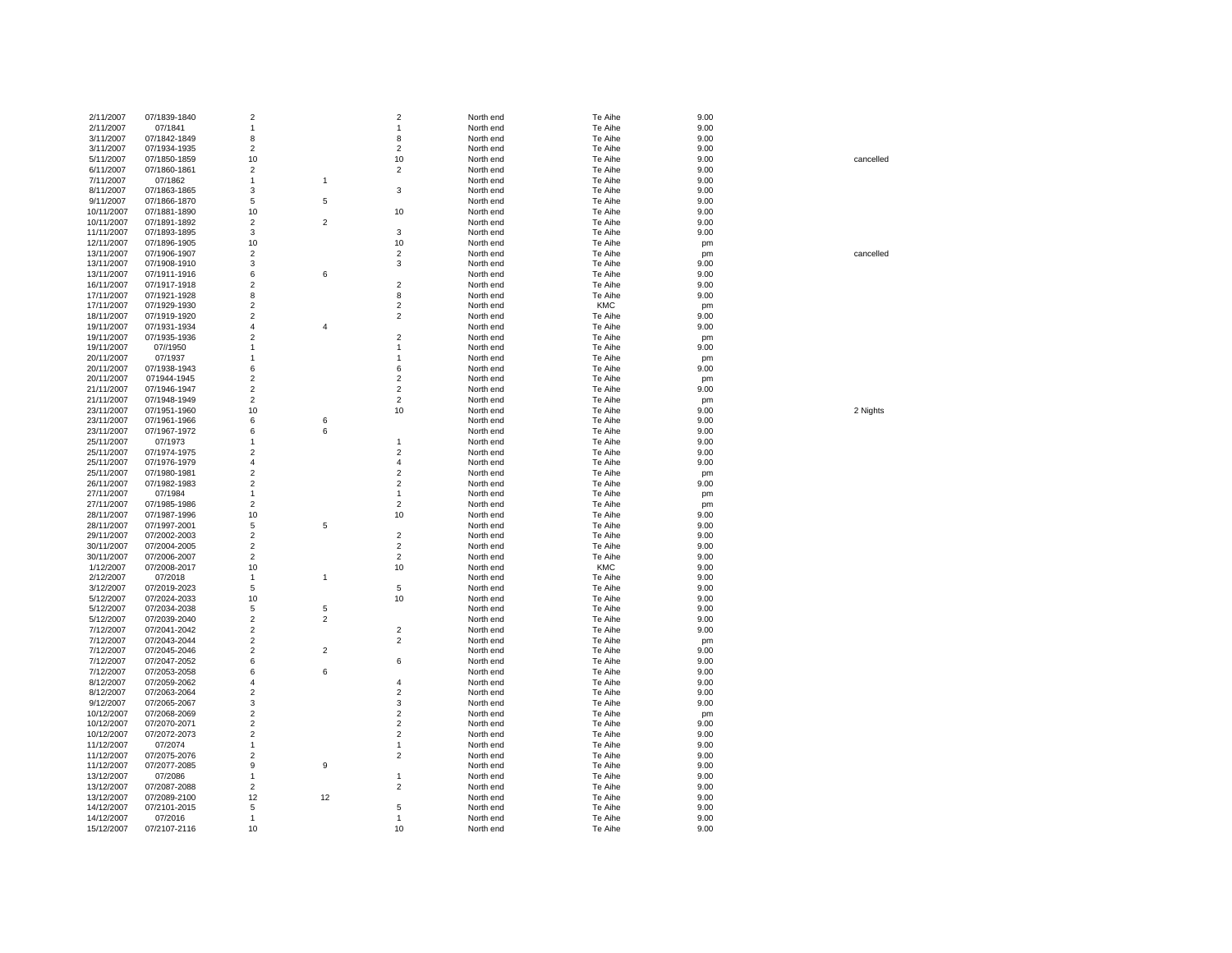| | | | | | | | | |
|---|---|---|---|---|---|---|---|---|
| 2/11/2007 | 07/1839-1840 | 2 | | 2 | North end | Te Aihe | 9.00 | |
| 2/11/2007 | 07/1841 | 1 | | 1 | North end | Te Aihe | 9.00 | |
| 3/11/2007 | 07/1842-1849 | 8 | | 8 | North end | Te Aihe | 9.00 | |
| 3/11/2007 | 07/1934-1935 | 2 | | 2 | North end | Te Aihe | 9.00 | |
| 5/11/2007 | 07/1850-1859 | 10 | | 10 | North end | Te Aihe | 9.00 | cancelled |
| 6/11/2007 | 07/1860-1861 | 2 | | 2 | North end | Te Aihe | 9.00 | |
| 7/11/2007 | 07/1862 | 1 | 1 | | North end | Te Aihe | 9.00 | |
| 8/11/2007 | 07/1863-1865 | 3 | | 3 | North end | Te Aihe | 9.00 | |
| 9/11/2007 | 07/1866-1870 | 5 | 5 | | North end | Te Aihe | 9.00 | |
| 10/11/2007 | 07/1881-1890 | 10 | | 10 | North end | Te Aihe | 9.00 | |
| 10/11/2007 | 07/1891-1892 | 2 | 2 | | North end | Te Aihe | 9.00 | |
| 11/11/2007 | 07/1893-1895 | 3 | | 3 | North end | Te Aihe | 9.00 | |
| 12/11/2007 | 07/1896-1905 | 10 | | 10 | North end | Te Aihe | pm | |
| 13/11/2007 | 07/1906-1907 | 2 | | 2 | North end | Te Aihe | pm | cancelled |
| 13/11/2007 | 07/1908-1910 | 3 | | 3 | North end | Te Aihe | 9.00 | |
| 13/11/2007 | 07/1911-1916 | 6 | 6 | | North end | Te Aihe | 9.00 | |
| 16/11/2007 | 07/1917-1918 | 2 | | 2 | North end | Te Aihe | 9.00 | |
| 17/11/2007 | 07/1921-1928 | 8 | | 8 | North end | Te Aihe | 9.00 | |
| 17/11/2007 | 07/1929-1930 | 2 | | 2 | North end | KMC | pm | |
| 18/11/2007 | 07/1919-1920 | 2 | | 2 | North end | Te Aihe | 9.00 | |
| 19/11/2007 | 07/1931-1934 | 4 | 4 | | North end | Te Aihe | 9.00 | |
| 19/11/2007 | 07/1935-1936 | 2 | | 2 | North end | Te Aihe | pm | |
| 19/11/2007 | 07//1950 | 1 | | 1 | North end | Te Aihe | 9.00 | |
| 20/11/2007 | 07/1937 | 1 | | 1 | North end | Te Aihe | pm | |
| 20/11/2007 | 07/1938-1943 | 6 | | 6 | North end | Te Aihe | 9.00 | |
| 20/11/2007 | 071944-1945 | 2 | | 2 | North end | Te Aihe | pm | |
| 21/11/2007 | 07/1946-1947 | 2 | | 2 | North end | Te Aihe | 9.00 | |
| 21/11/2007 | 07/1948-1949 | 2 | | 2 | North end | Te Aihe | pm | |
| 23/11/2007 | 07/1951-1960 | 10 | | 10 | North end | Te Aihe | 9.00 | 2 Nights |
| 23/11/2007 | 07/1961-1966 | 6 | 6 | | North end | Te Aihe | 9.00 | |
| 23/11/2007 | 07/1967-1972 | 6 | 6 | | North end | Te Aihe | 9.00 | |
| 25/11/2007 | 07/1973 | 1 | | 1 | North end | Te Aihe | 9.00 | |
| 25/11/2007 | 07/1974-1975 | 2 | | 2 | North end | Te Aihe | 9.00 | |
| 25/11/2007 | 07/1976-1979 | 4 | | 4 | North end | Te Aihe | 9.00 | |
| 25/11/2007 | 07/1980-1981 | 2 | | 2 | North end | Te Aihe | pm | |
| 26/11/2007 | 07/1982-1983 | 2 | | 2 | North end | Te Aihe | 9.00 | |
| 27/11/2007 | 07/1984 | 1 | | 1 | North end | Te Aihe | pm | |
| 27/11/2007 | 07/1985-1986 | 2 | | 2 | North end | Te Aihe | pm | |
| 28/11/2007 | 07/1987-1996 | 10 | | 10 | North end | Te Aihe | 9.00 | |
| 28/11/2007 | 07/1997-2001 | 5 | 5 | | North end | Te Aihe | 9.00 | |
| 29/11/2007 | 07/2002-2003 | 2 | | 2 | North end | Te Aihe | 9.00 | |
| 30/11/2007 | 07/2004-2005 | 2 | | 2 | North end | Te Aihe | 9.00 | |
| 30/11/2007 | 07/2006-2007 | 2 | | 2 | North end | Te Aihe | 9.00 | |
| 1/12/2007 | 07/2008-2017 | 10 | | 10 | North end | KMC | 9.00 | |
| 2/12/2007 | 07/2018 | 1 | 1 | | North end | Te Aihe | 9.00 | |
| 3/12/2007 | 07/2019-2023 | 5 | | 5 | North end | Te Aihe | 9.00 | |
| 5/12/2007 | 07/2024-2033 | 10 | | 10 | North end | Te Aihe | 9.00 | |
| 5/12/2007 | 07/2034-2038 | 5 | 5 | | North end | Te Aihe | 9.00 | |
| 5/12/2007 | 07/2039-2040 | 2 | 2 | | North end | Te Aihe | 9.00 | |
| 7/12/2007 | 07/2041-2042 | 2 | | 2 | North end | Te Aihe | 9.00 | |
| 7/12/2007 | 07/2043-2044 | 2 | | 2 | North end | Te Aihe | pm | |
| 7/12/2007 | 07/2045-2046 | 2 | 2 | | North end | Te Aihe | 9.00 | |
| 7/12/2007 | 07/2047-2052 | 6 | | 6 | North end | Te Aihe | 9.00 | |
| 7/12/2007 | 07/2053-2058 | 6 | 6 | | North end | Te Aihe | 9.00 | |
| 8/12/2007 | 07/2059-2062 | 4 | | 4 | North end | Te Aihe | 9.00 | |
| 8/12/2007 | 07/2063-2064 | 2 | | 2 | North end | Te Aihe | 9.00 | |
| 9/12/2007 | 07/2065-2067 | 3 | | 3 | North end | Te Aihe | 9.00 | |
| 10/12/2007 | 07/2068-2069 | 2 | | 2 | North end | Te Aihe | pm | |
| 10/12/2007 | 07/2070-2071 | 2 | | 2 | North end | Te Aihe | 9.00 | |
| 10/12/2007 | 07/2072-2073 | 2 | | 2 | North end | Te Aihe | 9.00 | |
| 11/12/2007 | 07/2074 | 1 | | 1 | North end | Te Aihe | 9.00 | |
| 11/12/2007 | 07/2075-2076 | 2 | | 2 | North end | Te Aihe | 9.00 | |
| 11/12/2007 | 07/2077-2085 | 9 | 9 | | North end | Te Aihe | 9.00 | |
| 13/12/2007 | 07/2086 | 1 | | 1 | North end | Te Aihe | 9.00 | |
| 13/12/2007 | 07/2087-2088 | 2 | | 2 | North end | Te Aihe | 9.00 | |
| 13/12/2007 | 07/2089-2100 | 12 | 12 | | North end | Te Aihe | 9.00 | |
| 14/12/2007 | 07/2101-2015 | 5 | | 5 | North end | Te Aihe | 9.00 | |
| 14/12/2007 | 07/2016 | 1 | | 1 | North end | Te Aihe | 9.00 | |
| 15/12/2007 | 07/2107-2116 | 10 | | 10 | North end | Te Aihe | 9.00 | |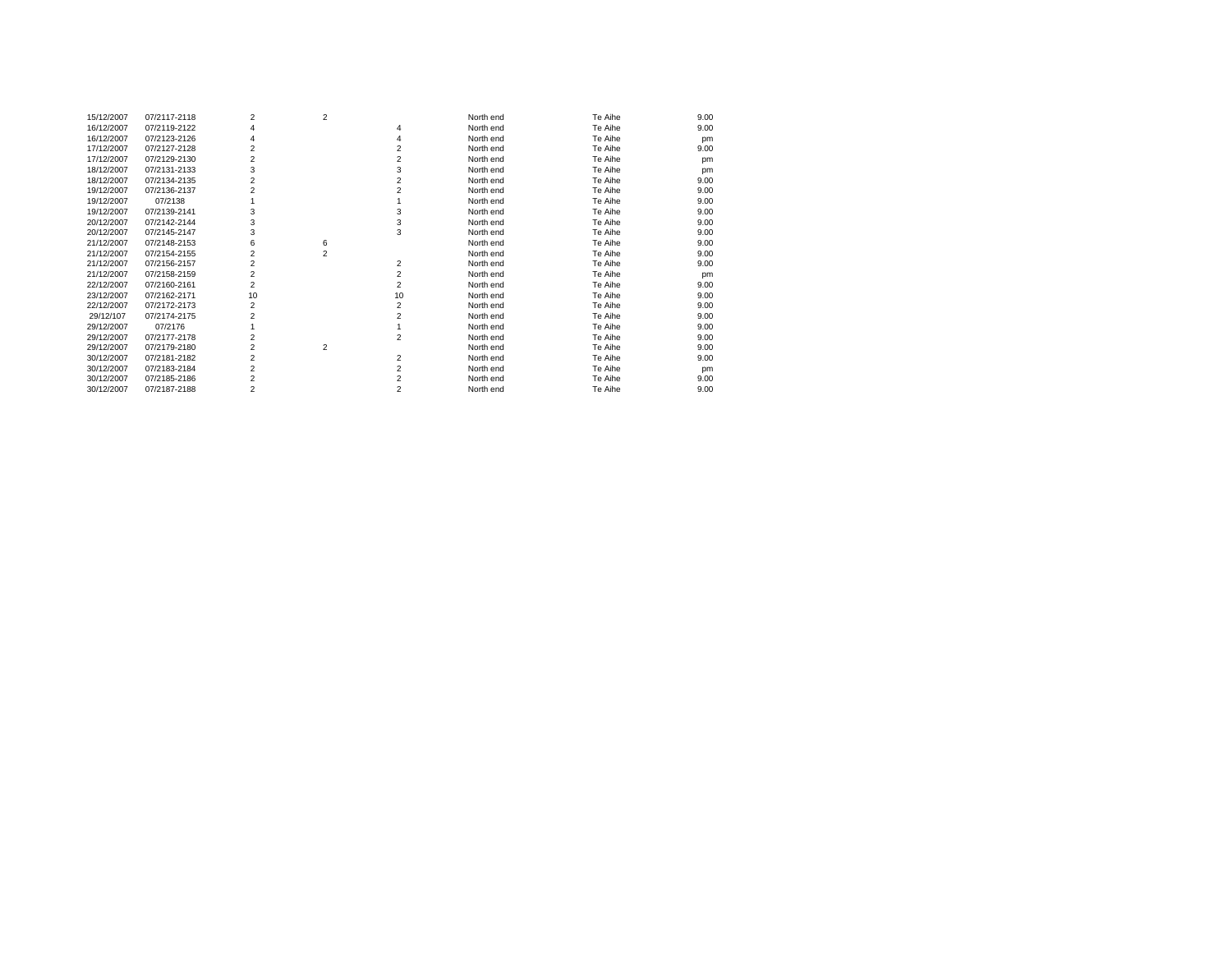| | | | | | | | |
|---|---|---|---|---|---|---|---|
| 15/12/2007 | 07/2117-2118 | 2 | 2 | | North end | Te Aihe | 9.00 |
| 16/12/2007 | 07/2119-2122 | 4 | | 4 | North end | Te Aihe | 9.00 |
| 16/12/2007 | 07/2123-2126 | 4 | | 4 | North end | Te Aihe | pm |
| 17/12/2007 | 07/2127-2128 | 2 | | 2 | North end | Te Aihe | 9.00 |
| 17/12/2007 | 07/2129-2130 | 2 | | 2 | North end | Te Aihe | pm |
| 18/12/2007 | 07/2131-2133 | 3 | | 3 | North end | Te Aihe | pm |
| 18/12/2007 | 07/2134-2135 | 2 | | 2 | North end | Te Aihe | 9.00 |
| 19/12/2007 | 07/2136-2137 | 2 | | 2 | North end | Te Aihe | 9.00 |
| 19/12/2007 | 07/2138 | 1 | | 1 | North end | Te Aihe | 9.00 |
| 19/12/2007 | 07/2139-2141 | 3 | | 3 | North end | Te Aihe | 9.00 |
| 20/12/2007 | 07/2142-2144 | 3 | | 3 | North end | Te Aihe | 9.00 |
| 20/12/2007 | 07/2145-2147 | 3 | | 3 | North end | Te Aihe | 9.00 |
| 21/12/2007 | 07/2148-2153 | 6 | 6 | | North end | Te Aihe | 9.00 |
| 21/12/2007 | 07/2154-2155 | 2 | 2 | | North end | Te Aihe | 9.00 |
| 21/12/2007 | 07/2156-2157 | 2 | | 2 | North end | Te Aihe | 9.00 |
| 21/12/2007 | 07/2158-2159 | 2 | | 2 | North end | Te Aihe | pm |
| 22/12/2007 | 07/2160-2161 | 2 | | 2 | North end | Te Aihe | 9.00 |
| 23/12/2007 | 07/2162-2171 | 10 | | 10 | North end | Te Aihe | 9.00 |
| 22/12/2007 | 07/2172-2173 | 2 | | 2 | North end | Te Aihe | 9.00 |
| 29/12/107 | 07/2174-2175 | 2 | | 2 | North end | Te Aihe | 9.00 |
| 29/12/2007 | 07/2176 | 1 | | 1 | North end | Te Aihe | 9.00 |
| 29/12/2007 | 07/2177-2178 | 2 | | 2 | North end | Te Aihe | 9.00 |
| 29/12/2007 | 07/2179-2180 | 2 | 2 | | North end | Te Aihe | 9.00 |
| 30/12/2007 | 07/2181-2182 | 2 | | 2 | North end | Te Aihe | 9.00 |
| 30/12/2007 | 07/2183-2184 | 2 | | 2 | North end | Te Aihe | pm |
| 30/12/2007 | 07/2185-2186 | 2 | | 2 | North end | Te Aihe | 9.00 |
| 30/12/2007 | 07/2187-2188 | 2 | | 2 | North end | Te Aihe | 9.00 |